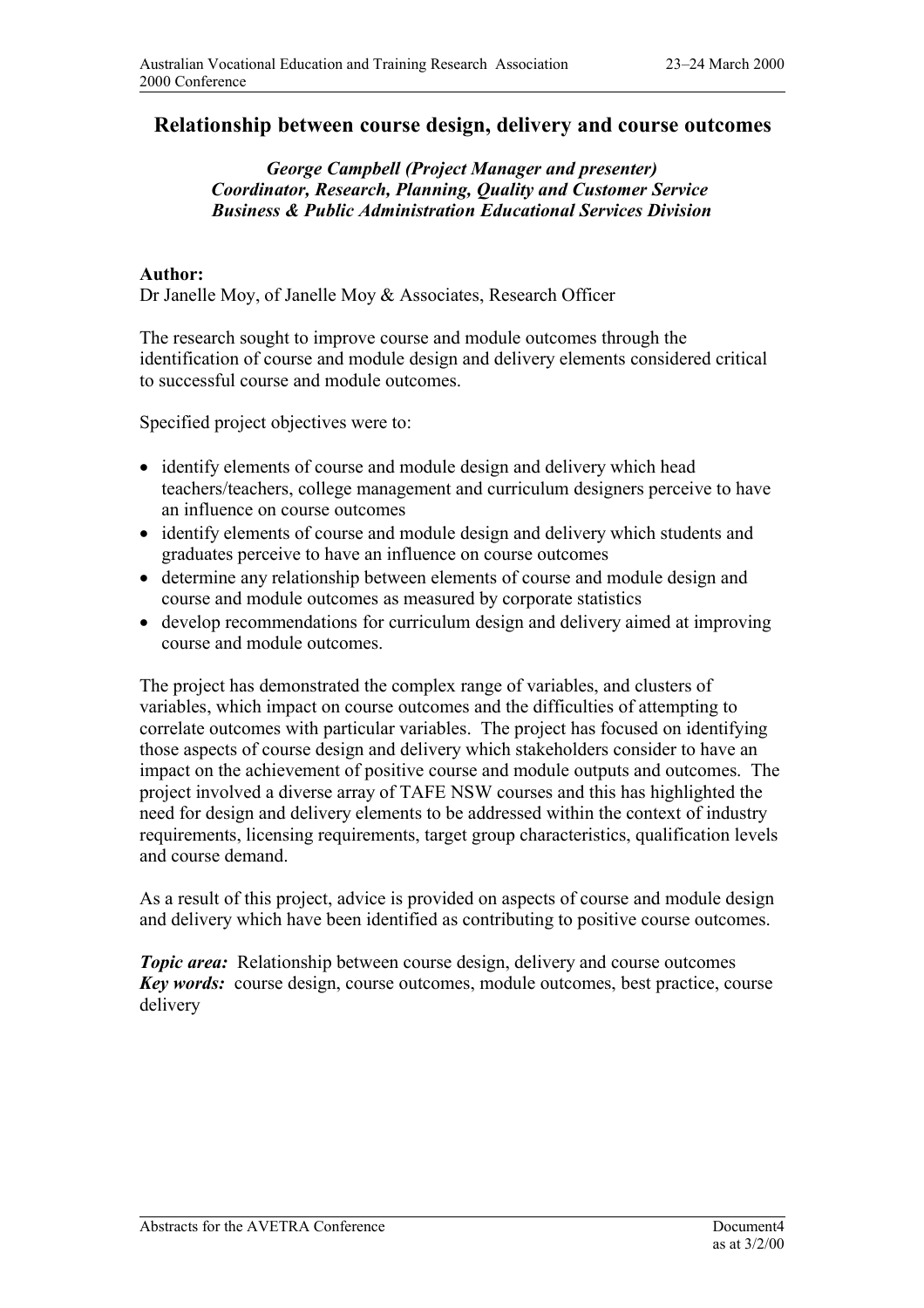# Relationship between course design, delivery and course outcomes

***George Campbell (Project Manager and presenter)***
***Coordinator, Research, Planning, Quality and Customer Service***
***Business & Public Administration Educational Services Division***

**Author:**
Dr Janelle Moy, of Janelle Moy & Associates, Research Officer

The research sought to improve course and module outcomes through the identification of course and module design and delivery elements considered critical to successful course and module outcomes.

Specified project objectives were to:

- identify elements of course and module design and delivery which head teachers/teachers, college management and curriculum designers perceive to have an influence on course outcomes
- identify elements of course and module design and delivery which students and graduates perceive to have an influence on course outcomes
- determine any relationship between elements of course and module design and course and module outcomes as measured by corporate statistics
- develop recommendations for curriculum design and delivery aimed at improving course and module outcomes.

The project has demonstrated the complex range of variables, and clusters of variables, which impact on course outcomes and the difficulties of attempting to correlate outcomes with particular variables. The project has focused on identifying those aspects of course design and delivery which stakeholders consider to have an impact on the achievement of positive course and module outputs and outcomes. The project involved a diverse array of TAFE NSW courses and this has highlighted the need for design and delivery elements to be addressed within the context of industry requirements, licensing requirements, target group characteristics, qualification levels and course demand.

As a result of this project, advice is provided on aspects of course and module design and delivery which have been identified as contributing to positive course outcomes.

***Topic area:*** Relationship between course design, delivery and course outcomes
***Key words:*** course design, course outcomes, module outcomes, best practice, course delivery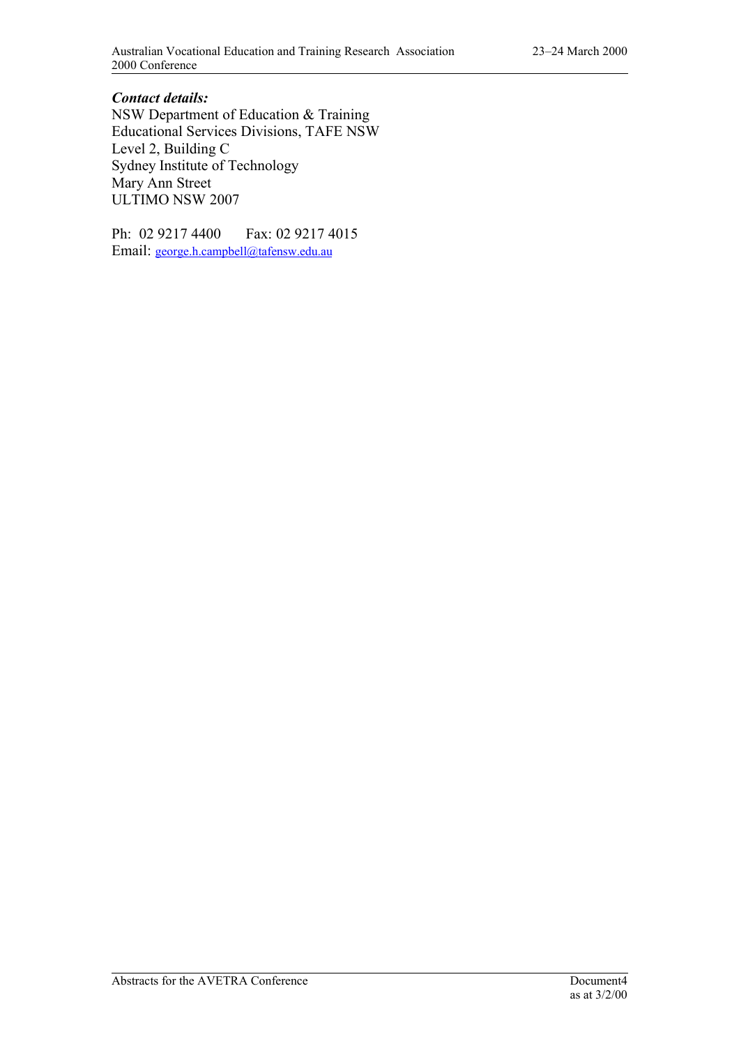***Contact details:***

NSW Department of Education & Training
Educational Services Divisions, TAFE NSW
Level 2, Building C
Sydney Institute of Technology
Mary Ann Street
ULTIMO NSW 2007

Ph: 02 9217 4400 Fax: 02 9217 4015
Email: george.h.campbell@tafensw.edu.au